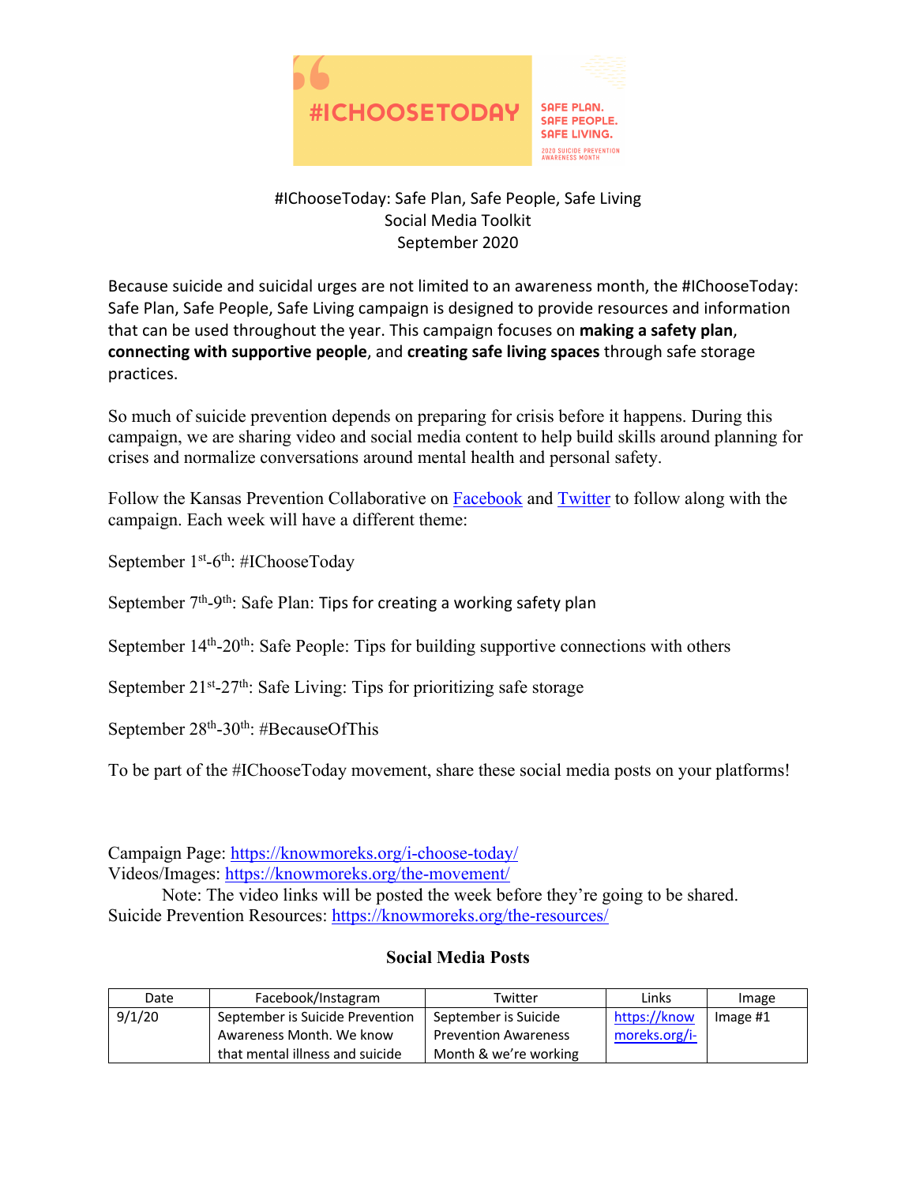#ICHOOSETODAY

SAFE PLAN. SAFE PEOPLE. SAFE LIVING.

2020 SUICIDE PREVENTION AWARENESS MONTH

# #IChooseToday: Safe Plan, Safe People, Safe Living
## Social Media Toolkit
## September 2020

Because suicide and suicidal urges are not limited to an awareness month, the #IChooseToday: Safe Plan, Safe People, Safe Living campaign is designed to provide resources and information that can be used throughout the year. This campaign focuses on **making a safety plan**, **connecting with supportive people**, and **creating safe living spaces** through safe storage practices.

So much of suicide prevention depends on preparing for crisis before it happens. During this campaign, we are sharing video and social media content to help build skills around planning for crises and normalize conversations around mental health and personal safety.

Follow the Kansas Prevention Collaborative on Facebook and Twitter to follow along with the campaign. Each week will have a different theme:

September 1st-6th: #IChooseToday

September 7th-9th: Safe Plan: Tips for creating a working safety plan

September 14th-20th: Safe People: Tips for building supportive connections with others

September 21st-27th: Safe Living: Tips for prioritizing safe storage

September 28th-30th: #BecauseOfThis

To be part of the #IChooseToday movement, share these social media posts on your platforms!

Campaign Page: https://knowmoreks.org/i-choose-today/
Videos/Images: https://knowmoreks.org/the-movement/
Note: The video links will be posted the week before they're going to be shared.
Suicide Prevention Resources: https://knowmoreks.org/the-resources/

### Social Media Posts

| Date | Facebook/Instagram | Twitter | Links | Image |
|---|---|---|---|---|
| 9/1/20 | September is Suicide Prevention Awareness Month. We know that mental illness and suicide | September is Suicide Prevention Awareness Month & we're working | https://knowmoreks.org/i- | Image #1 |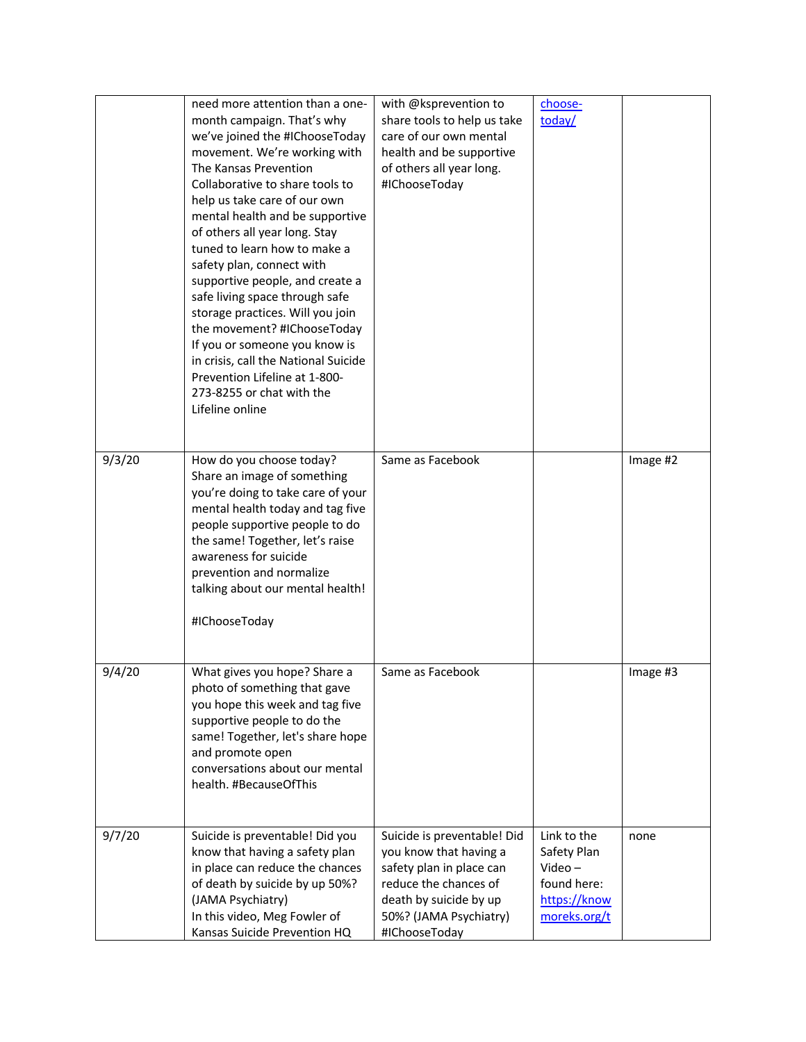| | | | | |
|---|---|---|---|---|
| | need more attention than a one-month campaign. That's why we've joined the #IChooseToday movement. We're working with The Kansas Prevention Collaborative to share tools to help us take care of our own mental health and be supportive of others all year long. Stay tuned to learn how to make a safety plan, connect with supportive people, and create a safe living space through safe storage practices. Will you join the movement? #IChooseToday If you or someone you know is in crisis, call the National Suicide Prevention Lifeline at 1-800-273-8255 or chat with the Lifeline online | with @ksprevention to share tools to help us take care of our own mental health and be supportive of others all year long. #IChooseToday | choose-today/ | |
| 9/3/20 | How do you choose today? Share an image of something you're doing to take care of your mental health today and tag five people supportive people to do the same! Together, let's raise awareness for suicide prevention and normalize talking about our mental health!<br><br>#IChooseToday | Same as Facebook | | Image #2 |
| 9/4/20 | What gives you hope? Share a photo of something that gave you hope this week and tag five supportive people to do the same! Together, let's share hope and promote open conversations about our mental health. #BecauseOfThis | Same as Facebook | | Image #3 |
| 9/7/20 | Suicide is preventable! Did you know that having a safety plan in place can reduce the chances of death by suicide by up 50%? (JAMA Psychiatry)<br>In this video, Meg Fowler of Kansas Suicide Prevention HQ | Suicide is preventable! Did you know that having a safety plan in place can reduce the chances of death by suicide by up 50%? (JAMA Psychiatry) #IChooseToday | Link to the Safety Plan Video – found here: https://knowmoreks.org/t | none |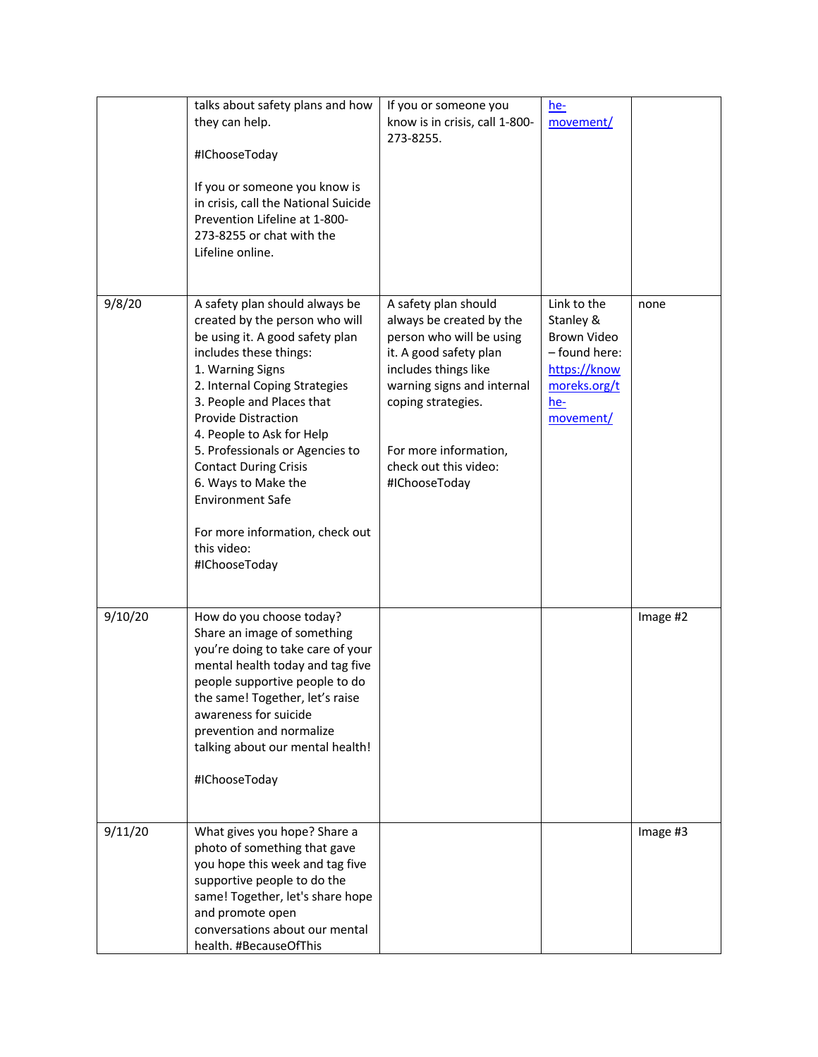| | | | | |
|---|---|---|---|---|
| | talks about safety plans and how they can help.<br><br>#IChooseToday<br><br>If you or someone you know is in crisis, call the National Suicide Prevention Lifeline at 1-800-273-8255 or chat with the Lifeline online. | If you or someone you know is in crisis, call 1-800-273-8255. | he-movement/ | |
| 9/8/20 | A safety plan should always be created by the person who will be using it. A good safety plan includes these things:<br>1. Warning Signs<br>2. Internal Coping Strategies<br>3. People and Places that Provide Distraction<br>4. People to Ask for Help<br>5. Professionals or Agencies to Contact During Crisis<br>6. Ways to Make the Environment Safe<br><br>For more information, check out this video:<br>#IChooseToday | A safety plan should always be created by the person who will be using it. A good safety plan includes things like warning signs and internal coping strategies.<br><br>For more information, check out this video:<br>#IChooseToday | Link to the Stanley & Brown Video – found here: https://knowmoreks.org/the-movement/ | none |
| 9/10/20 | How do you choose today? Share an image of something you're doing to take care of your mental health today and tag five people supportive people to do the same! Together, let's raise awareness for suicide prevention and normalize talking about our mental health!<br><br>#IChooseToday | | | Image #2 |
| 9/11/20 | What gives you hope? Share a photo of something that gave you hope this week and tag five supportive people to do the same! Together, let's share hope and promote open conversations about our mental health. #BecauseOfThis | | | Image #3 |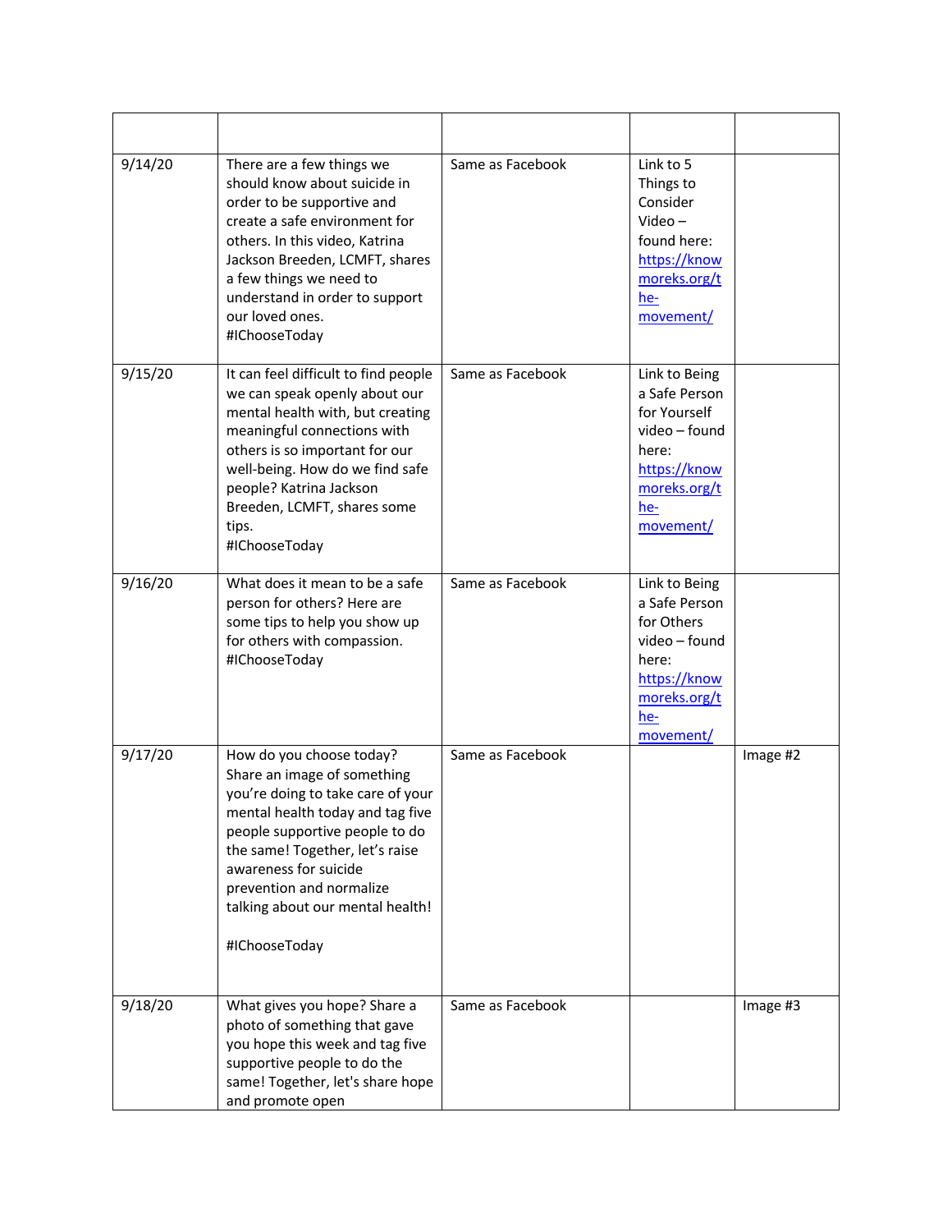| | | | | |
|---|---|---|---|---|
| 9/14/20 | There are a few things we should know about suicide in order to be supportive and create a safe environment for others. In this video, Katrina Jackson Breeden, LCMFT, shares a few things we need to understand in order to support our loved ones. #IChooseToday | Same as Facebook | Link to 5 Things to Consider Video – found here: https://knowmoreks.org/the-movement/ | |
| 9/15/20 | It can feel difficult to find people we can speak openly about our mental health with, but creating meaningful connections with others is so important for our well-being. How do we find safe people? Katrina Jackson Breeden, LCMFT, shares some tips. #IChooseToday | Same as Facebook | Link to Being a Safe Person for Yourself video – found here: https://knowmoreks.org/the-movement/ | |
| 9/16/20 | What does it mean to be a safe person for others? Here are some tips to help you show up for others with compassion. #IChooseToday | Same as Facebook | Link to Being a Safe Person for Others video – found here: https://knowmoreks.org/the-movement/ | |
| 9/17/20 | How do you choose today? Share an image of something you're doing to take care of your mental health today and tag five people supportive people to do the same! Together, let's raise awareness for suicide prevention and normalize talking about our mental health!<br><br>#IChooseToday | Same as Facebook | | Image #2 |
| 9/18/20 | What gives you hope? Share a photo of something that gave you hope this week and tag five supportive people to do the same! Together, let's share hope and promote open | Same as Facebook | | Image #3 |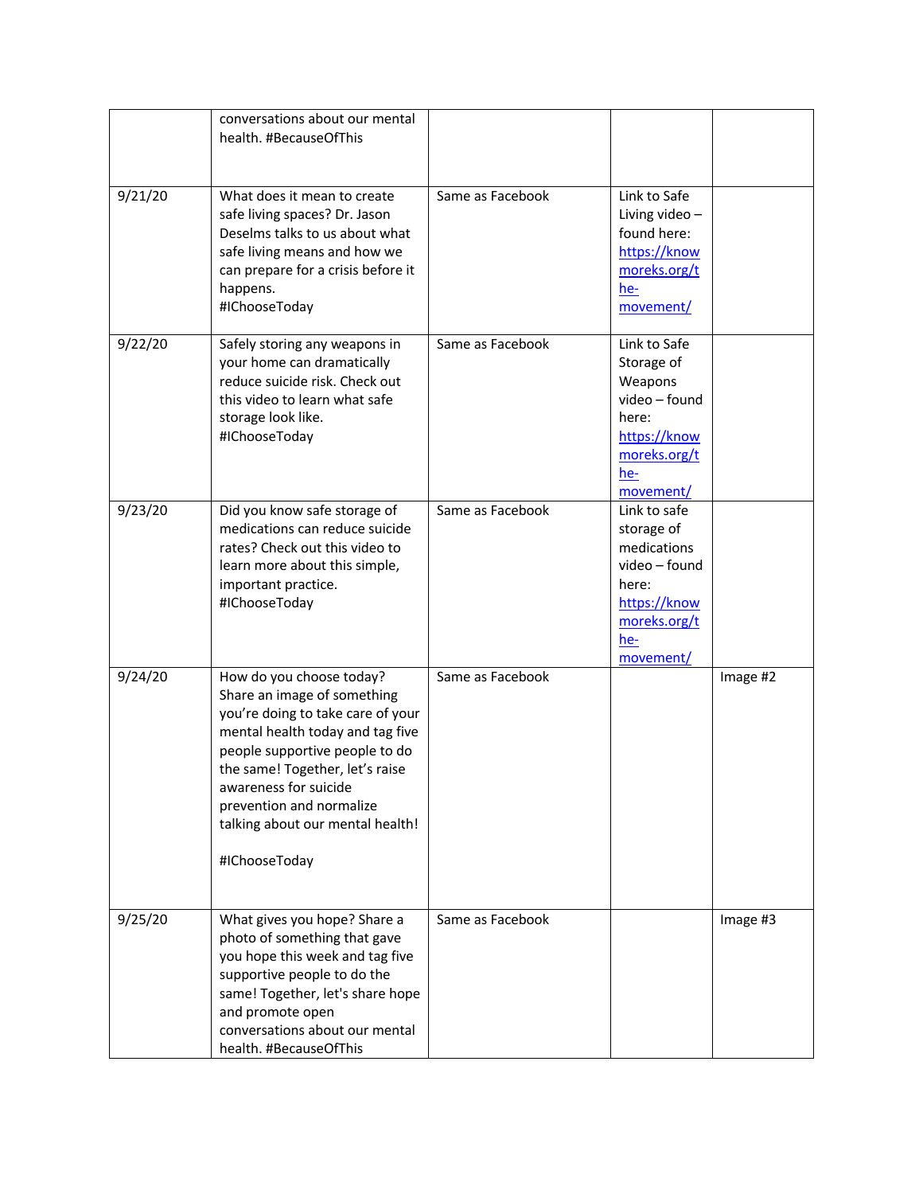|  |  |  |  |  |
|---|---|---|---|---|
|  | conversations about our mental health. #BecauseOfThis |  |  |  |
| 9/21/20 | What does it mean to create safe living spaces? Dr. Jason Deselms talks to us about what safe living means and how we can prepare for a crisis before it happens. #IChooseToday | Same as Facebook | Link to Safe Living video – found here: https://knowmoreks.org/the-movement/ |  |
| 9/22/20 | Safely storing any weapons in your home can dramatically reduce suicide risk. Check out this video to learn what safe storage look like. #IChooseToday | Same as Facebook | Link to Safe Storage of Weapons video – found here: https://knowmoreks.org/the-movement/ |  |
| 9/23/20 | Did you know safe storage of medications can reduce suicide rates? Check out this video to learn more about this simple, important practice. #IChooseToday | Same as Facebook | Link to safe storage of medications video – found here: https://knowmoreks.org/the-movement/ |  |
| 9/24/20 | How do you choose today? Share an image of something you're doing to take care of your mental health today and tag five people supportive people to do the same! Together, let's raise awareness for suicide prevention and normalize talking about our mental health! #IChooseToday | Same as Facebook |  | Image #2 |
| 9/25/20 | What gives you hope? Share a photo of something that gave you hope this week and tag five supportive people to do the same! Together, let's share hope and promote open conversations about our mental health. #BecauseOfThis | Same as Facebook |  | Image #3 |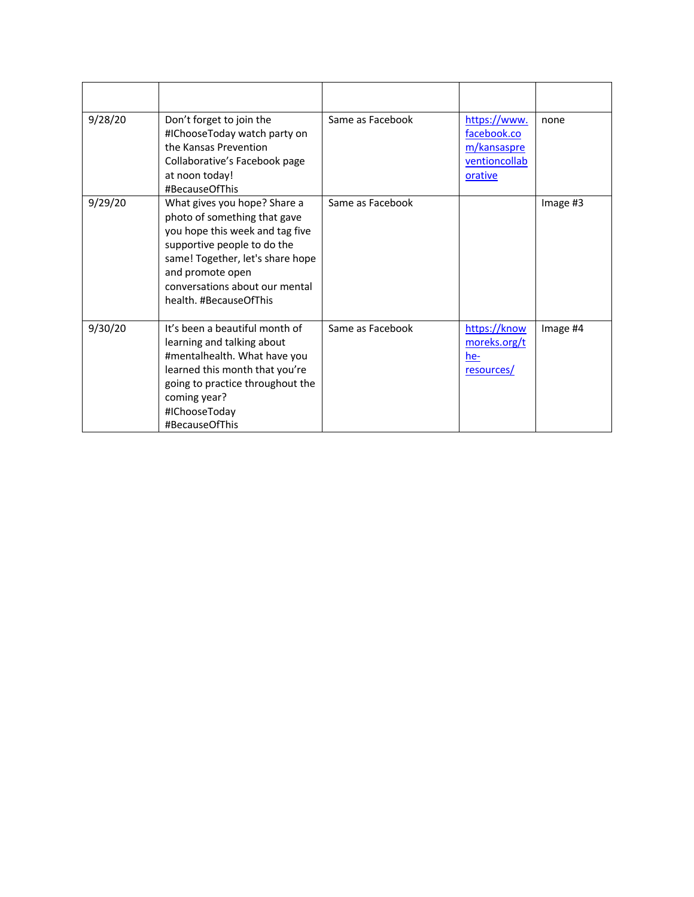| | | | | |
|---|---|---|---|---|
| 9/28/20 | Don't forget to join the #IChooseToday watch party on the Kansas Prevention Collaborative's Facebook page at noon today! #BecauseOfThis | Same as Facebook | https://www.facebook.com/kansaspreventioncollaborative | none |
| 9/29/20 | What gives you hope? Share a photo of something that gave you hope this week and tag five supportive people to do the same! Together, let's share hope and promote open conversations about our mental health. #BecauseOfThis | Same as Facebook | | Image #3 |
| 9/30/20 | It's been a beautiful month of learning and talking about #mentalhealth. What have you learned this month that you're going to practice throughout the coming year? #IChooseToday #BecauseOfThis | Same as Facebook | https://knowmoreks.org/the-resources/ | Image #4 |